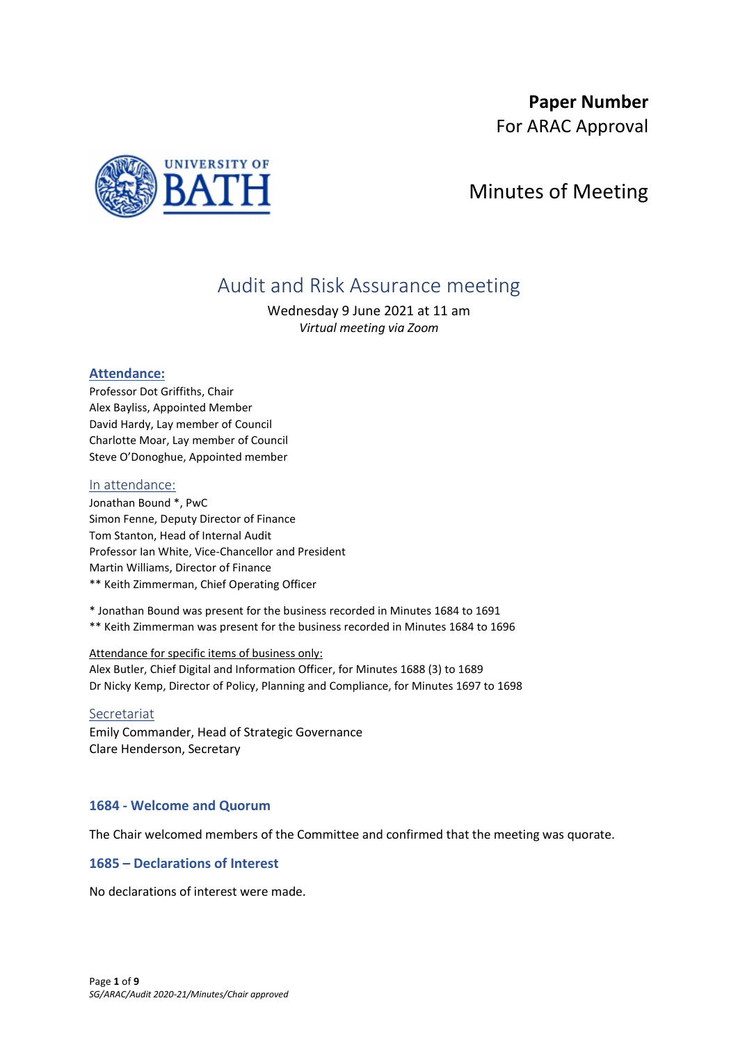**Paper Number**
For ARAC Approval

# Minutes of Meeting

## Audit and Risk Assurance meeting

Wednesday 9 June 2021 at 11 am
*Virtual meeting via Zoom*

### Attendance:

Professor Dot Griffiths, Chair
Alex Bayliss, Appointed Member
David Hardy, Lay member of Council
Charlotte Moar, Lay member of Council
Steve O'Donoghue, Appointed member

### In attendance:

Jonathan Bound *, PwC
Simon Fenne, Deputy Director of Finance
Tom Stanton, Head of Internal Audit
Professor Ian White, Vice-Chancellor and President
Martin Williams, Director of Finance
** Keith Zimmerman, Chief Operating Officer

* Jonathan Bound was present for the business recorded in Minutes 1684 to 1691
** Keith Zimmerman was present for the business recorded in Minutes 1684 to 1696

Attendance for specific items of business only:
Alex Butler, Chief Digital and Information Officer, for Minutes 1688 (3) to 1689
Dr Nicky Kemp, Director of Policy, Planning and Compliance, for Minutes 1697 to 1698

### Secretariat

Emily Commander, Head of Strategic Governance
Clare Henderson, Secretary

### 1684 - Welcome and Quorum

The Chair welcomed members of the Committee and confirmed that the meeting was quorate.

### 1685 – Declarations of Interest

No declarations of interest were made.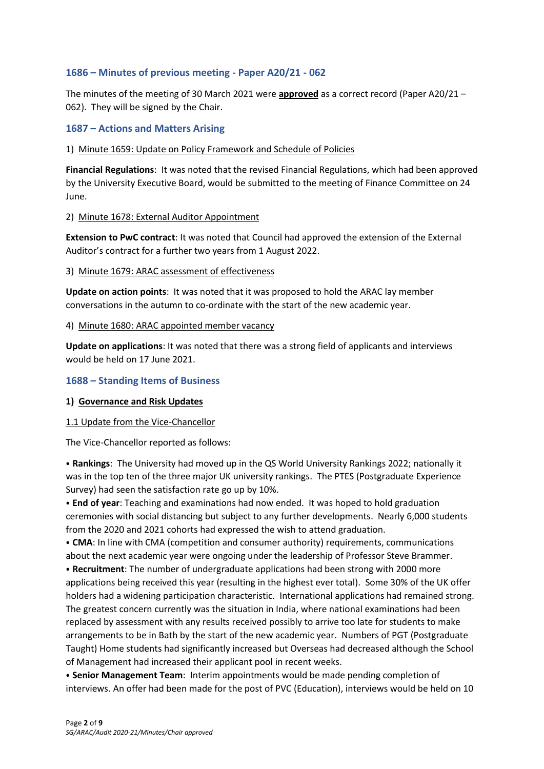## 1686 – Minutes of previous meeting - Paper A20/21 - 062

The minutes of the meeting of 30 March 2021 were **approved** as a correct record (Paper A20/21 – 062). They will be signed by the Chair.

## 1687 – Actions and Matters Arising

1) Minute 1659: Update on Policy Framework and Schedule of Policies

**Financial Regulations**: It was noted that the revised Financial Regulations, which had been approved by the University Executive Board, would be submitted to the meeting of Finance Committee on 24 June.

2) Minute 1678: External Auditor Appointment

**Extension to PwC contract**: It was noted that Council had approved the extension of the External Auditor's contract for a further two years from 1 August 2022.

3) Minute 1679: ARAC assessment of effectiveness

**Update on action points**: It was noted that it was proposed to hold the ARAC lay member conversations in the autumn to co-ordinate with the start of the new academic year.

4) Minute 1680: ARAC appointed member vacancy

**Update on applications**: It was noted that there was a strong field of applicants and interviews would be held on 17 June 2021.

## 1688 – Standing Items of Business

**1) Governance and Risk Updates**

1.1 Update from the Vice-Chancellor

The Vice-Chancellor reported as follows:

- **Rankings**: The University had moved up in the QS World University Rankings 2022; nationally it was in the top ten of the three major UK university rankings. The PTES (Postgraduate Experience Survey) had seen the satisfaction rate go up by 10%.
- **End of year**: Teaching and examinations had now ended. It was hoped to hold graduation ceremonies with social distancing but subject to any further developments. Nearly 6,000 students from the 2020 and 2021 cohorts had expressed the wish to attend graduation.
- **CMA**: In line with CMA (competition and consumer authority) requirements, communications about the next academic year were ongoing under the leadership of Professor Steve Brammer.
- **Recruitment**: The number of undergraduate applications had been strong with 2000 more applications being received this year (resulting in the highest ever total). Some 30% of the UK offer holders had a widening participation characteristic. International applications had remained strong. The greatest concern currently was the situation in India, where national examinations had been replaced by assessment with any results received possibly to arrive too late for students to make arrangements to be in Bath by the start of the new academic year. Numbers of PGT (Postgraduate Taught) Home students had significantly increased but Overseas had decreased although the School of Management had increased their applicant pool in recent weeks.
- **Senior Management Team**: Interim appointments would be made pending completion of interviews. An offer had been made for the post of PVC (Education), interviews would be held on 10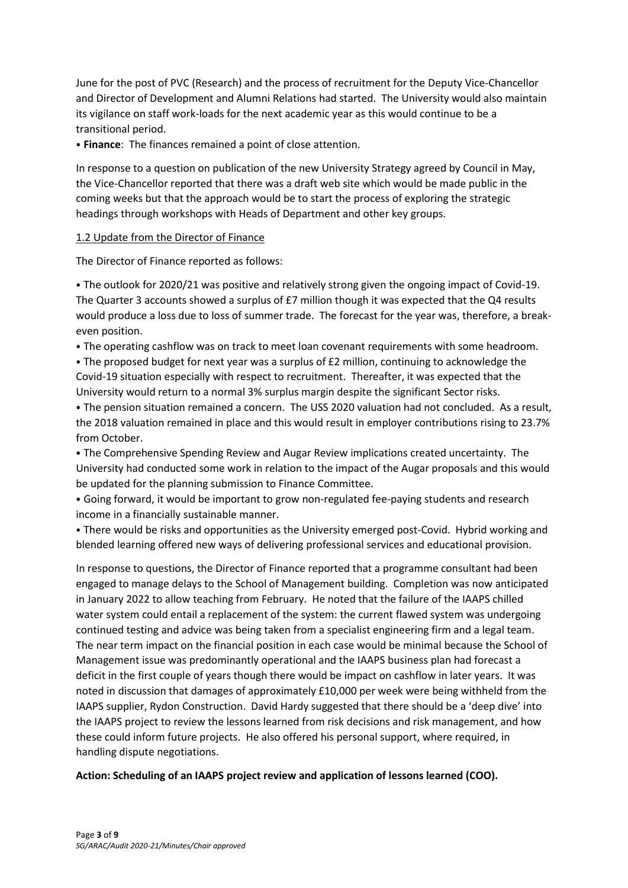June for the post of PVC (Research) and the process of recruitment for the Deputy Vice-Chancellor and Director of Development and Alumni Relations had started. The University would also maintain its vigilance on staff work-loads for the next academic year as this would continue to be a transitional period.

• **Finance**: The finances remained a point of close attention.

In response to a question on publication of the new University Strategy agreed by Council in May, the Vice-Chancellor reported that there was a draft web site which would be made public in the coming weeks but that the approach would be to start the process of exploring the strategic headings through workshops with Heads of Department and other key groups.

1.2 Update from the Director of Finance

The Director of Finance reported as follows:

• The outlook for 2020/21 was positive and relatively strong given the ongoing impact of Covid-19. The Quarter 3 accounts showed a surplus of £7 million though it was expected that the Q4 results would produce a loss due to loss of summer trade. The forecast for the year was, therefore, a break-even position.

• The operating cashflow was on track to meet loan covenant requirements with some headroom.

• The proposed budget for next year was a surplus of £2 million, continuing to acknowledge the Covid-19 situation especially with respect to recruitment. Thereafter, it was expected that the University would return to a normal 3% surplus margin despite the significant Sector risks.

• The pension situation remained a concern. The USS 2020 valuation had not concluded. As a result, the 2018 valuation remained in place and this would result in employer contributions rising to 23.7% from October.

• The Comprehensive Spending Review and Augar Review implications created uncertainty. The University had conducted some work in relation to the impact of the Augar proposals and this would be updated for the planning submission to Finance Committee.

• Going forward, it would be important to grow non-regulated fee-paying students and research income in a financially sustainable manner.

• There would be risks and opportunities as the University emerged post-Covid. Hybrid working and blended learning offered new ways of delivering professional services and educational provision.

In response to questions, the Director of Finance reported that a programme consultant had been engaged to manage delays to the School of Management building. Completion was now anticipated in January 2022 to allow teaching from February. He noted that the failure of the IAAPS chilled water system could entail a replacement of the system: the current flawed system was undergoing continued testing and advice was being taken from a specialist engineering firm and a legal team. The near term impact on the financial position in each case would be minimal because the School of Management issue was predominantly operational and the IAAPS business plan had forecast a deficit in the first couple of years though there would be impact on cashflow in later years. It was noted in discussion that damages of approximately £10,000 per week were being withheld from the IAAPS supplier, Rydon Construction. David Hardy suggested that there should be a 'deep dive' into the IAAPS project to review the lessons learned from risk decisions and risk management, and how these could inform future projects. He also offered his personal support, where required, in handling dispute negotiations.

**Action: Scheduling of an IAAPS project review and application of lessons learned (COO).**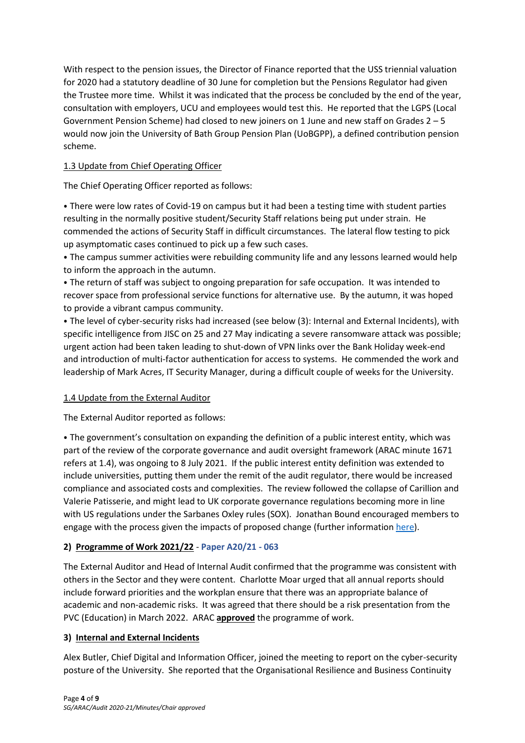With respect to the pension issues, the Director of Finance reported that the USS triennial valuation for 2020 had a statutory deadline of 30 June for completion but the Pensions Regulator had given the Trustee more time. Whilst it was indicated that the process be concluded by the end of the year, consultation with employers, UCU and employees would test this. He reported that the LGPS (Local Government Pension Scheme) had closed to new joiners on 1 June and new staff on Grades 2 – 5 would now join the University of Bath Group Pension Plan (UoBGPP), a defined contribution pension scheme.

### 1.3 Update from Chief Operating Officer

The Chief Operating Officer reported as follows:

• There were low rates of Covid-19 on campus but it had been a testing time with student parties resulting in the normally positive student/Security Staff relations being put under strain. He commended the actions of Security Staff in difficult circumstances. The lateral flow testing to pick up asymptomatic cases continued to pick up a few such cases.

• The campus summer activities were rebuilding community life and any lessons learned would help to inform the approach in the autumn.

• The return of staff was subject to ongoing preparation for safe occupation. It was intended to recover space from professional service functions for alternative use. By the autumn, it was hoped to provide a vibrant campus community.

• The level of cyber-security risks had increased (see below (3): Internal and External Incidents), with specific intelligence from JISC on 25 and 27 May indicating a severe ransomware attack was possible; urgent action had been taken leading to shut-down of VPN links over the Bank Holiday week-end and introduction of multi-factor authentication for access to systems. He commended the work and leadership of Mark Acres, IT Security Manager, during a difficult couple of weeks for the University.

### 1.4 Update from the External Auditor

The External Auditor reported as follows:

• The government's consultation on expanding the definition of a public interest entity, which was part of the review of the corporate governance and audit oversight framework (ARAC minute 1671 refers at 1.4), was ongoing to 8 July 2021. If the public interest entity definition was extended to include universities, putting them under the remit of the audit regulator, there would be increased compliance and associated costs and complexities. The review followed the collapse of Carillion and Valerie Patisserie, and might lead to UK corporate governance regulations becoming more in line with US regulations under the Sarbanes Oxley rules (SOX). Jonathan Bound encouraged members to engage with the process given the impacts of proposed change (further information here).

## 2) Programme of Work 2021/22 - Paper A20/21 - 063

The External Auditor and Head of Internal Audit confirmed that the programme was consistent with others in the Sector and they were content. Charlotte Moar urged that all annual reports should include forward priorities and the workplan ensure that there was an appropriate balance of academic and non-academic risks. It was agreed that there should be a risk presentation from the PVC (Education) in March 2022. ARAC **approved** the programme of work.

## 3) Internal and External Incidents

Alex Butler, Chief Digital and Information Officer, joined the meeting to report on the cyber-security posture of the University. She reported that the Organisational Resilience and Business Continuity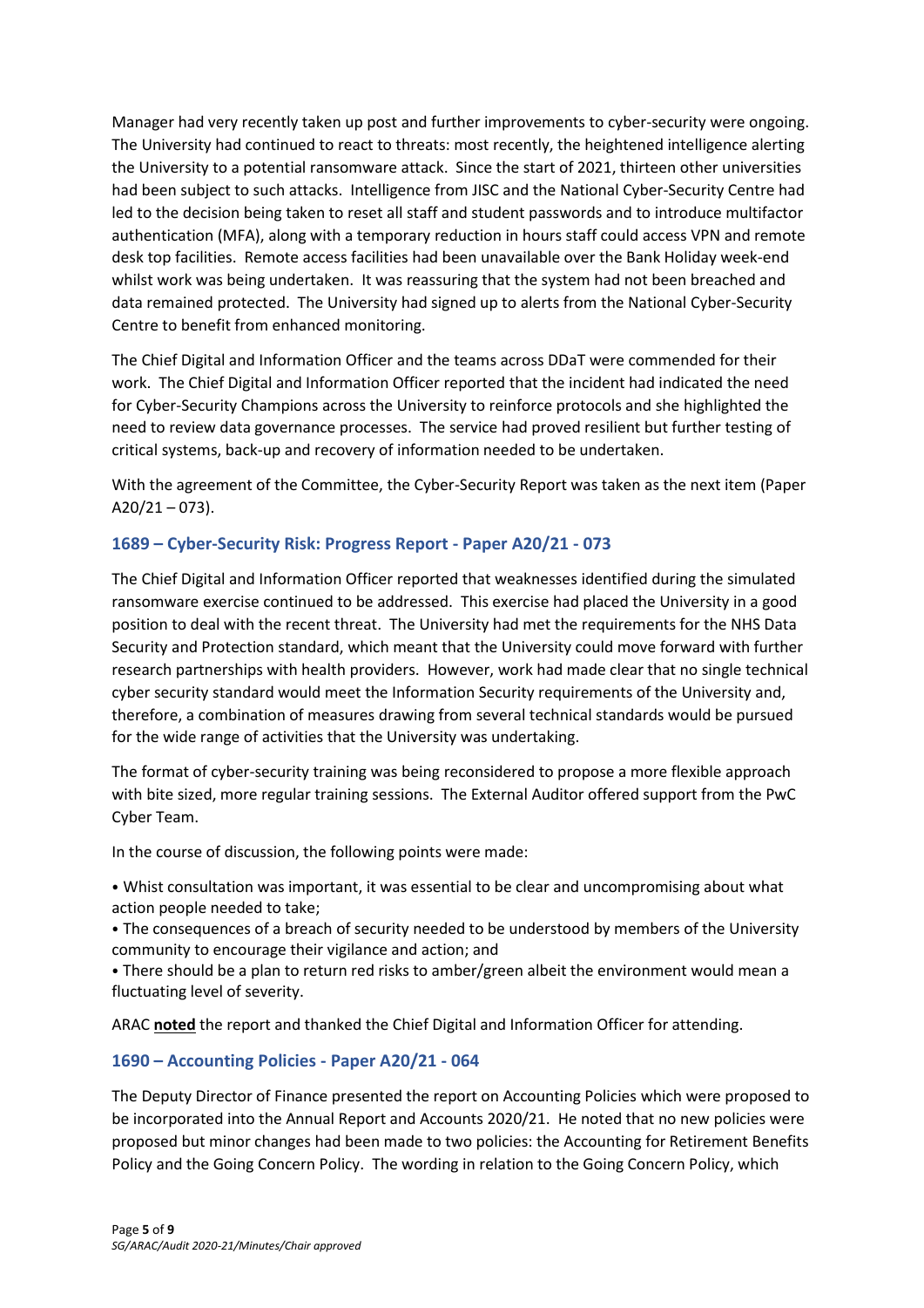Manager had very recently taken up post and further improvements to cyber-security were ongoing. The University had continued to react to threats: most recently, the heightened intelligence alerting the University to a potential ransomware attack. Since the start of 2021, thirteen other universities had been subject to such attacks. Intelligence from JISC and the National Cyber-Security Centre had led to the decision being taken to reset all staff and student passwords and to introduce multifactor authentication (MFA), along with a temporary reduction in hours staff could access VPN and remote desk top facilities. Remote access facilities had been unavailable over the Bank Holiday week-end whilst work was being undertaken. It was reassuring that the system had not been breached and data remained protected. The University had signed up to alerts from the National Cyber-Security Centre to benefit from enhanced monitoring.

The Chief Digital and Information Officer and the teams across DDaT were commended for their work. The Chief Digital and Information Officer reported that the incident had indicated the need for Cyber-Security Champions across the University to reinforce protocols and she highlighted the need to review data governance processes. The service had proved resilient but further testing of critical systems, back-up and recovery of information needed to be undertaken.

With the agreement of the Committee, the Cyber-Security Report was taken as the next item (Paper A20/21 – 073).

### 1689 – Cyber-Security Risk: Progress Report - Paper A20/21 - 073

The Chief Digital and Information Officer reported that weaknesses identified during the simulated ransomware exercise continued to be addressed. This exercise had placed the University in a good position to deal with the recent threat. The University had met the requirements for the NHS Data Security and Protection standard, which meant that the University could move forward with further research partnerships with health providers. However, work had made clear that no single technical cyber security standard would meet the Information Security requirements of the University and, therefore, a combination of measures drawing from several technical standards would be pursued for the wide range of activities that the University was undertaking.

The format of cyber-security training was being reconsidered to propose a more flexible approach with bite sized, more regular training sessions. The External Auditor offered support from the PwC Cyber Team.

In the course of discussion, the following points were made:

- Whist consultation was important, it was essential to be clear and uncompromising about what action people needed to take;
- The consequences of a breach of security needed to be understood by members of the University community to encourage their vigilance and action; and
- There should be a plan to return red risks to amber/green albeit the environment would mean a fluctuating level of severity.

ARAC **noted** the report and thanked the Chief Digital and Information Officer for attending.

### 1690 – Accounting Policies - Paper A20/21 - 064

The Deputy Director of Finance presented the report on Accounting Policies which were proposed to be incorporated into the Annual Report and Accounts 2020/21. He noted that no new policies were proposed but minor changes had been made to two policies: the Accounting for Retirement Benefits Policy and the Going Concern Policy. The wording in relation to the Going Concern Policy, which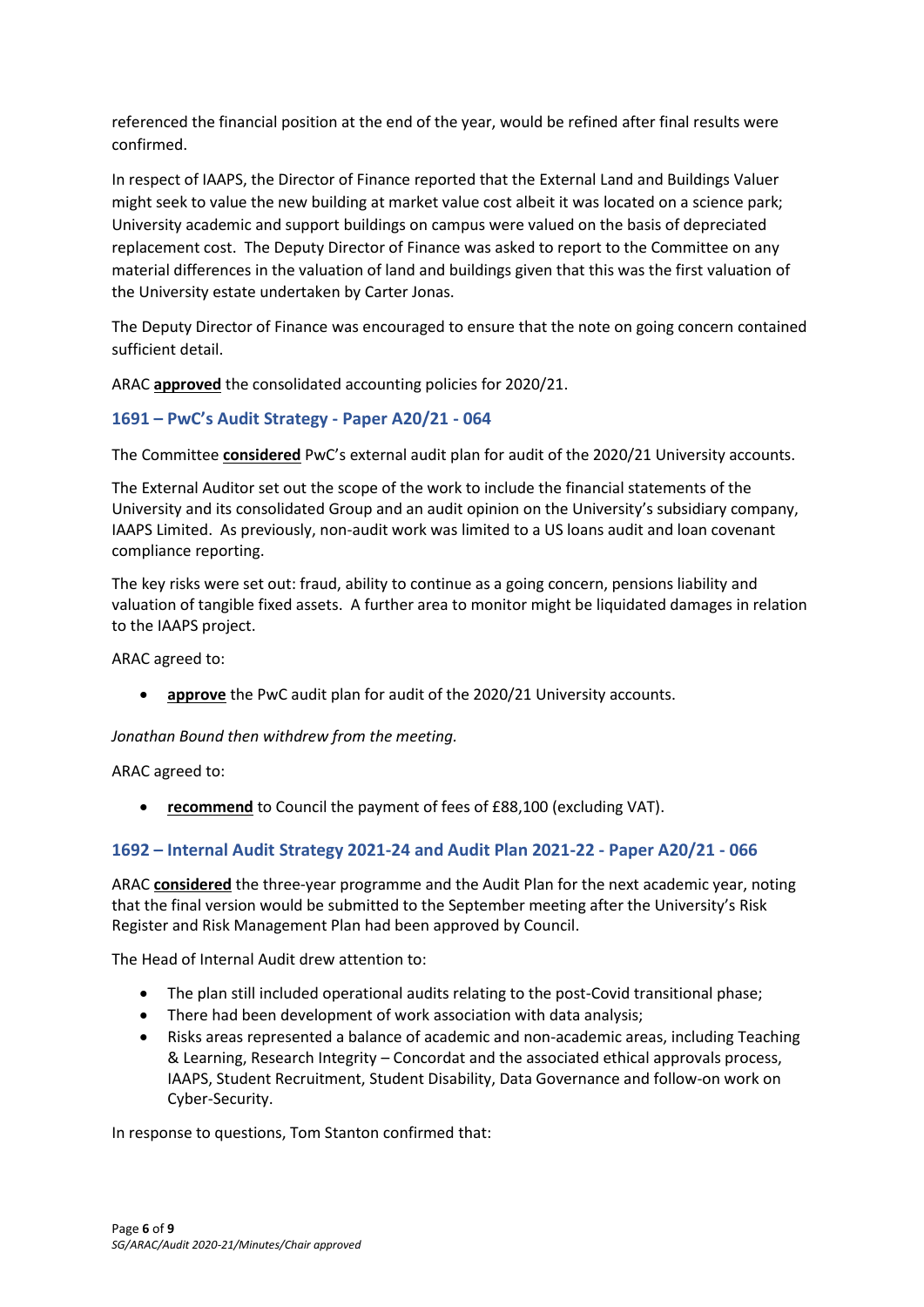referenced the financial position at the end of the year, would be refined after final results were confirmed.

In respect of IAAPS, the Director of Finance reported that the External Land and Buildings Valuer might seek to value the new building at market value cost albeit it was located on a science park; University academic and support buildings on campus were valued on the basis of depreciated replacement cost. The Deputy Director of Finance was asked to report to the Committee on any material differences in the valuation of land and buildings given that this was the first valuation of the University estate undertaken by Carter Jonas.

The Deputy Director of Finance was encouraged to ensure that the note on going concern contained sufficient detail.

ARAC **approved** the consolidated accounting policies for 2020/21.

### 1691 – PwC's Audit Strategy - Paper A20/21 - 064

The Committee **considered** PwC's external audit plan for audit of the 2020/21 University accounts.

The External Auditor set out the scope of the work to include the financial statements of the University and its consolidated Group and an audit opinion on the University's subsidiary company, IAAPS Limited. As previously, non-audit work was limited to a US loans audit and loan covenant compliance reporting.

The key risks were set out: fraud, ability to continue as a going concern, pensions liability and valuation of tangible fixed assets. A further area to monitor might be liquidated damages in relation to the IAAPS project.

ARAC agreed to:

- **approve** the PwC audit plan for audit of the 2020/21 University accounts.

*Jonathan Bound then withdrew from the meeting.*

ARAC agreed to:

- **recommend** to Council the payment of fees of £88,100 (excluding VAT).

### 1692 – Internal Audit Strategy 2021-24 and Audit Plan 2021-22 - Paper A20/21 - 066

ARAC **considered** the three-year programme and the Audit Plan for the next academic year, noting that the final version would be submitted to the September meeting after the University's Risk Register and Risk Management Plan had been approved by Council.

The Head of Internal Audit drew attention to:

- The plan still included operational audits relating to the post-Covid transitional phase;
- There had been development of work association with data analysis;
- Risks areas represented a balance of academic and non-academic areas, including Teaching & Learning, Research Integrity – Concordat and the associated ethical approvals process, IAAPS, Student Recruitment, Student Disability, Data Governance and follow-on work on Cyber-Security.

In response to questions, Tom Stanton confirmed that: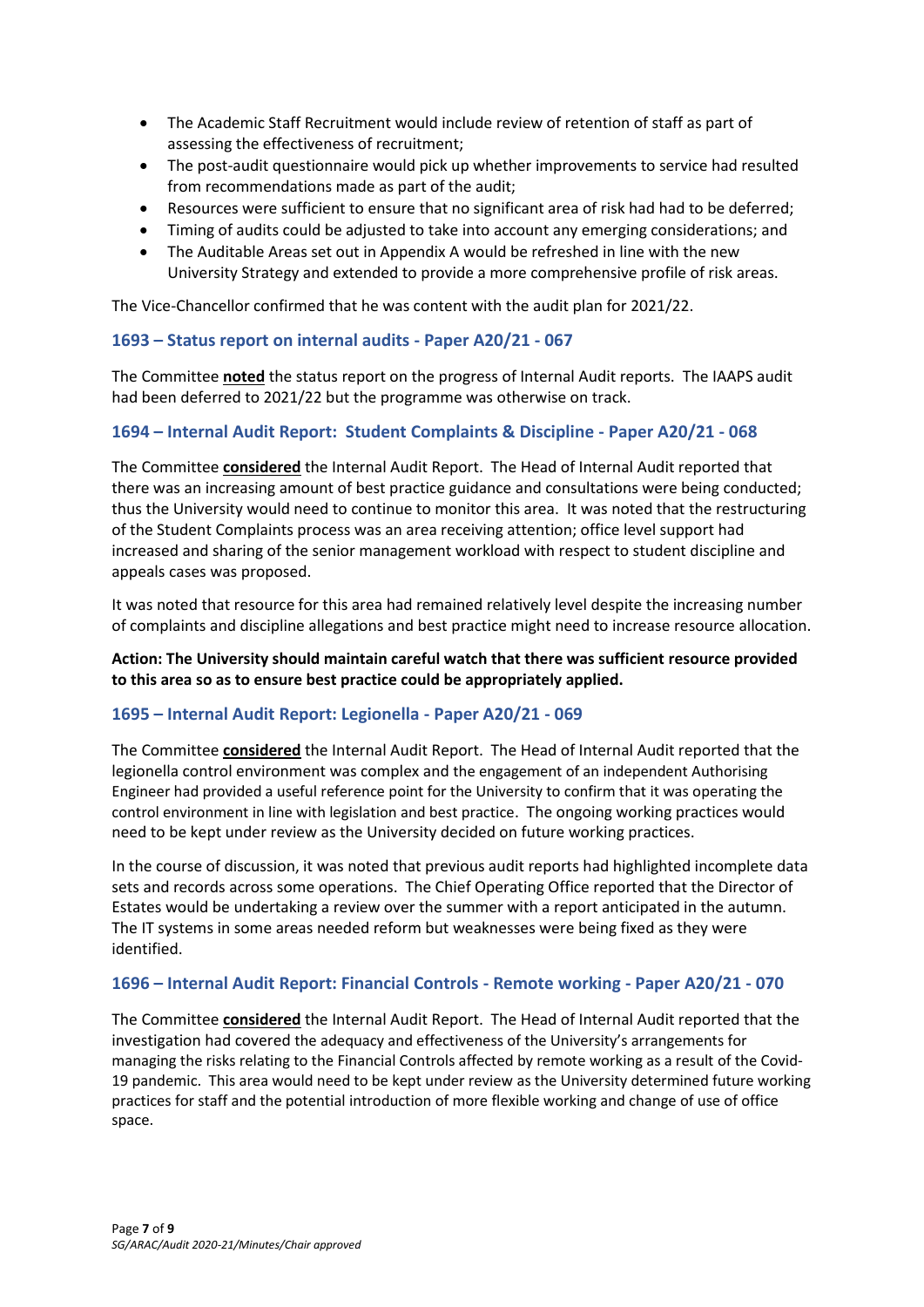- The Academic Staff Recruitment would include review of retention of staff as part of assessing the effectiveness of recruitment;
- The post-audit questionnaire would pick up whether improvements to service had resulted from recommendations made as part of the audit;
- Resources were sufficient to ensure that no significant area of risk had had to be deferred;
- Timing of audits could be adjusted to take into account any emerging considerations; and
- The Auditable Areas set out in Appendix A would be refreshed in line with the new University Strategy and extended to provide a more comprehensive profile of risk areas.

The Vice-Chancellor confirmed that he was content with the audit plan for 2021/22.

### 1693 – Status report on internal audits - Paper A20/21 - 067

The Committee **noted** the status report on the progress of Internal Audit reports. The IAAPS audit had been deferred to 2021/22 but the programme was otherwise on track.

### 1694 – Internal Audit Report: Student Complaints & Discipline - Paper A20/21 - 068

The Committee **considered** the Internal Audit Report. The Head of Internal Audit reported that there was an increasing amount of best practice guidance and consultations were being conducted; thus the University would need to continue to monitor this area. It was noted that the restructuring of the Student Complaints process was an area receiving attention; office level support had increased and sharing of the senior management workload with respect to student discipline and appeals cases was proposed.

It was noted that resource for this area had remained relatively level despite the increasing number of complaints and discipline allegations and best practice might need to increase resource allocation.

**Action: The University should maintain careful watch that there was sufficient resource provided to this area so as to ensure best practice could be appropriately applied.**

### 1695 – Internal Audit Report: Legionella - Paper A20/21 - 069

The Committee **considered** the Internal Audit Report. The Head of Internal Audit reported that the legionella control environment was complex and the engagement of an independent Authorising Engineer had provided a useful reference point for the University to confirm that it was operating the control environment in line with legislation and best practice. The ongoing working practices would need to be kept under review as the University decided on future working practices.

In the course of discussion, it was noted that previous audit reports had highlighted incomplete data sets and records across some operations. The Chief Operating Office reported that the Director of Estates would be undertaking a review over the summer with a report anticipated in the autumn. The IT systems in some areas needed reform but weaknesses were being fixed as they were identified.

### 1696 – Internal Audit Report: Financial Controls - Remote working - Paper A20/21 - 070

The Committee **considered** the Internal Audit Report. The Head of Internal Audit reported that the investigation had covered the adequacy and effectiveness of the University's arrangements for managing the risks relating to the Financial Controls affected by remote working as a result of the Covid-19 pandemic. This area would need to be kept under review as the University determined future working practices for staff and the potential introduction of more flexible working and change of use of office space.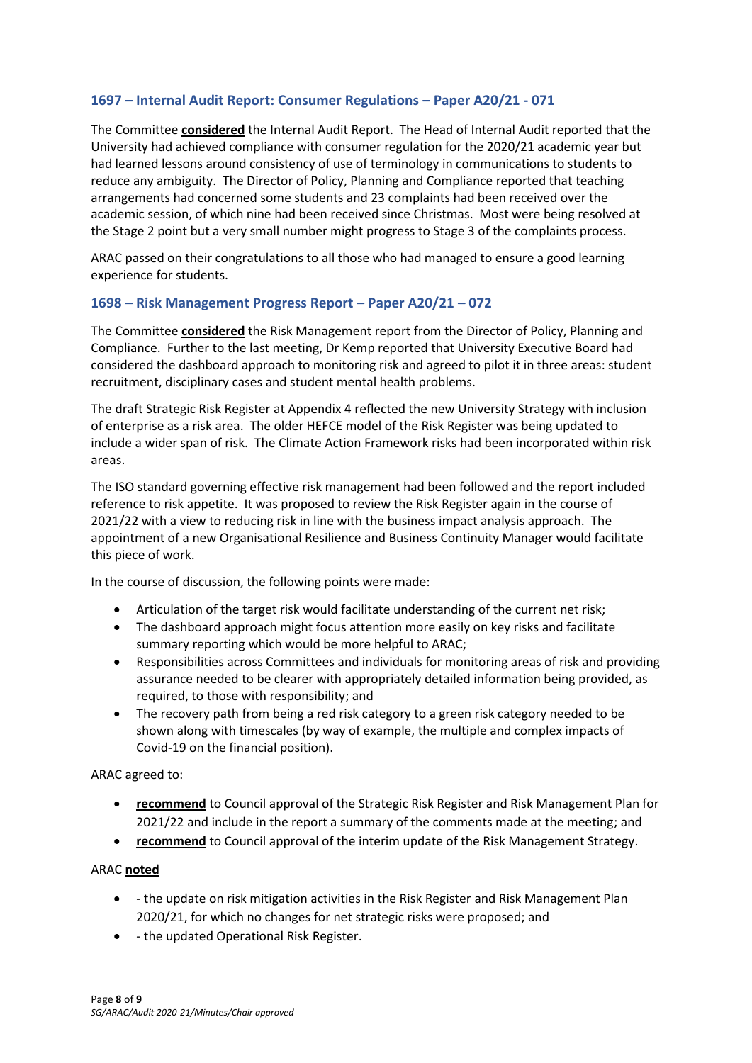### 1697 – Internal Audit Report: Consumer Regulations – Paper A20/21 - 071

The Committee **considered** the Internal Audit Report. The Head of Internal Audit reported that the University had achieved compliance with consumer regulation for the 2020/21 academic year but had learned lessons around consistency of use of terminology in communications to students to reduce any ambiguity. The Director of Policy, Planning and Compliance reported that teaching arrangements had concerned some students and 23 complaints had been received over the academic session, of which nine had been received since Christmas. Most were being resolved at the Stage 2 point but a very small number might progress to Stage 3 of the complaints process.

ARAC passed on their congratulations to all those who had managed to ensure a good learning experience for students.

### 1698 – Risk Management Progress Report – Paper A20/21 – 072

The Committee **considered** the Risk Management report from the Director of Policy, Planning and Compliance. Further to the last meeting, Dr Kemp reported that University Executive Board had considered the dashboard approach to monitoring risk and agreed to pilot it in three areas: student recruitment, disciplinary cases and student mental health problems.

The draft Strategic Risk Register at Appendix 4 reflected the new University Strategy with inclusion of enterprise as a risk area. The older HEFCE model of the Risk Register was being updated to include a wider span of risk. The Climate Action Framework risks had been incorporated within risk areas.

The ISO standard governing effective risk management had been followed and the report included reference to risk appetite. It was proposed to review the Risk Register again in the course of 2021/22 with a view to reducing risk in line with the business impact analysis approach. The appointment of a new Organisational Resilience and Business Continuity Manager would facilitate this piece of work.

In the course of discussion, the following points were made:

- Articulation of the target risk would facilitate understanding of the current net risk;
- The dashboard approach might focus attention more easily on key risks and facilitate summary reporting which would be more helpful to ARAC;
- Responsibilities across Committees and individuals for monitoring areas of risk and providing assurance needed to be clearer with appropriately detailed information being provided, as required, to those with responsibility; and
- The recovery path from being a red risk category to a green risk category needed to be shown along with timescales (by way of example, the multiple and complex impacts of Covid-19 on the financial position).

ARAC agreed to:

- **recommend** to Council approval of the Strategic Risk Register and Risk Management Plan for 2021/22 and include in the report a summary of the comments made at the meeting; and
- **recommend** to Council approval of the interim update of the Risk Management Strategy.

ARAC **noted**

- - the update on risk mitigation activities in the Risk Register and Risk Management Plan 2020/21, for which no changes for net strategic risks were proposed; and
- - the updated Operational Risk Register.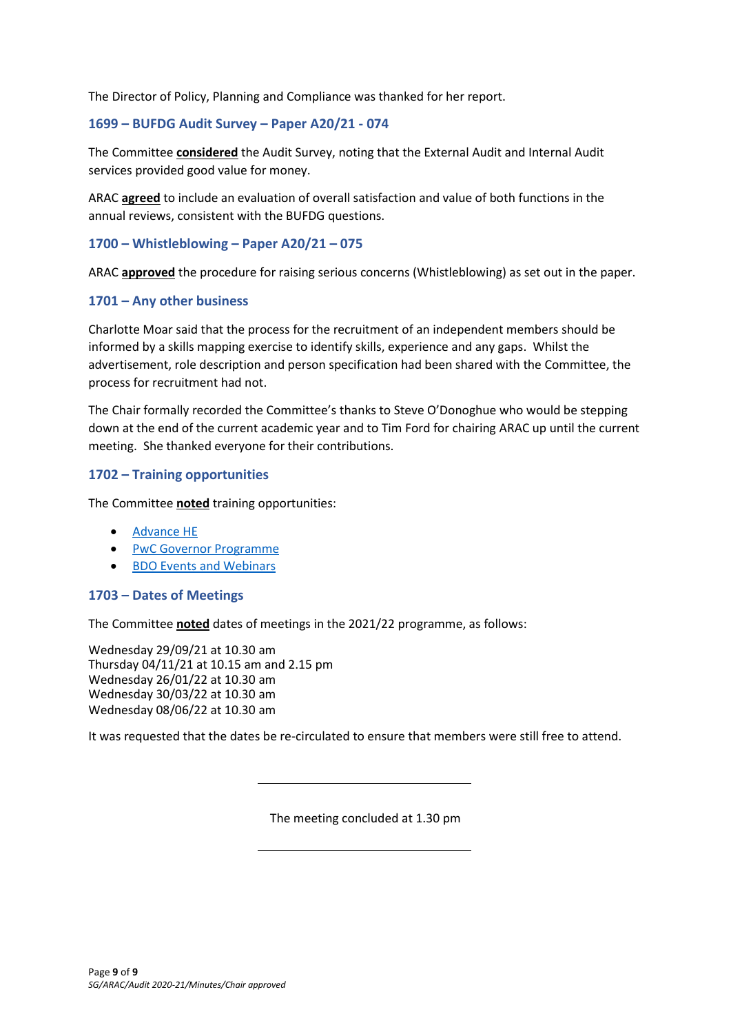The Director of Policy, Planning and Compliance was thanked for her report.

### 1699 – BUFDG Audit Survey – Paper A20/21 - 074

The Committee **considered** the Audit Survey, noting that the External Audit and Internal Audit services provided good value for money.

ARAC **agreed** to include an evaluation of overall satisfaction and value of both functions in the annual reviews, consistent with the BUFDG questions.

### 1700 – Whistleblowing – Paper A20/21 – 075

ARAC **approved** the procedure for raising serious concerns (Whistleblowing) as set out in the paper.

### 1701 – Any other business

Charlotte Moar said that the process for the recruitment of an independent members should be informed by a skills mapping exercise to identify skills, experience and any gaps. Whilst the advertisement, role description and person specification had been shared with the Committee, the process for recruitment had not.

The Chair formally recorded the Committee's thanks to Steve O'Donoghue who would be stepping down at the end of the current academic year and to Tim Ford for chairing ARAC up until the current meeting. She thanked everyone for their contributions.

### 1702 – Training opportunities

The Committee **noted** training opportunities:

- Advance HE
- PwC Governor Programme
- BDO Events and Webinars

### 1703 – Dates of Meetings

The Committee **noted** dates of meetings in the 2021/22 programme, as follows:

Wednesday 29/09/21 at 10.30 am
Thursday 04/11/21 at 10.15 am and 2.15 pm
Wednesday 26/01/22 at 10.30 am
Wednesday 30/03/22 at 10.30 am
Wednesday 08/06/22 at 10.30 am

It was requested that the dates be re-circulated to ensure that members were still free to attend.

---

The meeting concluded at 1.30 pm

---

*SG/ARAC/Audit 2020-21/Minutes/Chair approved*